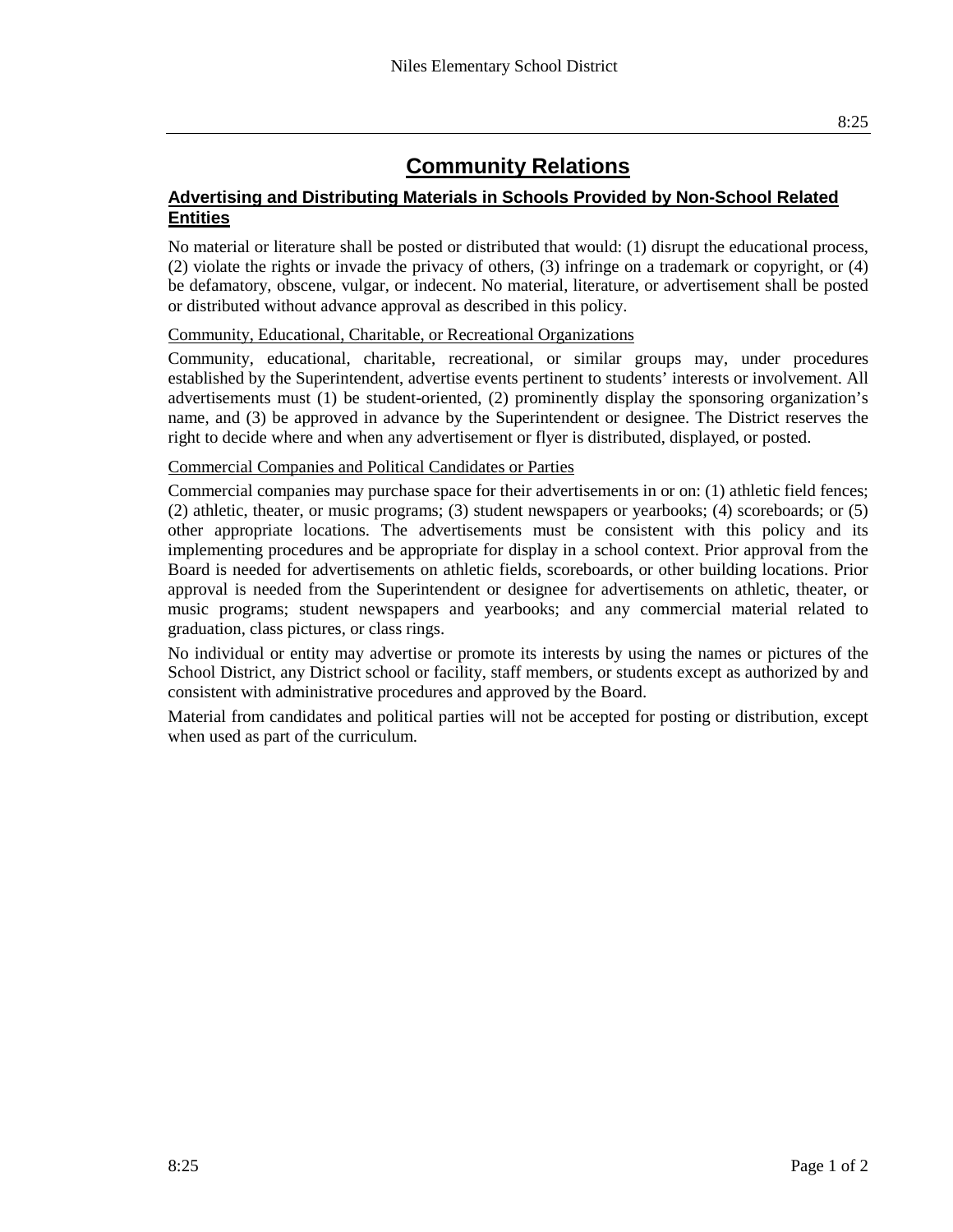# Community Relations

## Advertising and Distributing Materials in Schools Provided by Non-School Related Entities

No material or literature shall be posted or distributed that would: (1) disrupt the educational process, (2) violate the rights or invade the privacy of others, (3) infringe on a trademark or copyright, or (4) be defamatory, obscene, vulgar, or indecent. No material, literature, or advertisement shall be posted or distributed without advance approval as described in this policy.

### Community, Educational, Charitable, or Recreational Organizations

Community, educational, charitable, recreational, or similar groups may, under procedures established by the Superintendent, advertise events pertinent to students' interests or involvement. All advertisements must (1) be student-oriented, (2) prominently display the sponsoring organization's name, and (3) be approved in advance by the Superintendent or designee. The District reserves the right to decide where and when any advertisement or flyer is distributed, displayed, or posted.

### Commercial Companies and Political Candidates or Parties

Commercial companies may purchase space for their advertisements in or on: (1) athletic field fences; (2) athletic, theater, or music programs; (3) student newspapers or yearbooks; (4) scoreboards; or (5) other appropriate locations. The advertisements must be consistent with this policy and its implementing procedures and be appropriate for display in a school context. Prior approval from the Board is needed for advertisements on athletic fields, scoreboards, or other building locations. Prior approval is needed from the Superintendent or designee for advertisements on athletic, theater, or music programs; student newspapers and yearbooks; and any commercial material related to graduation, class pictures, or class rings.

No individual or entity may advertise or promote its interests by using the names or pictures of the School District, any District school or facility, staff members, or students except as authorized by and consistent with administrative procedures and approved by the Board.

Material from candidates and political parties will not be accepted for posting or distribution, except when used as part of the curriculum.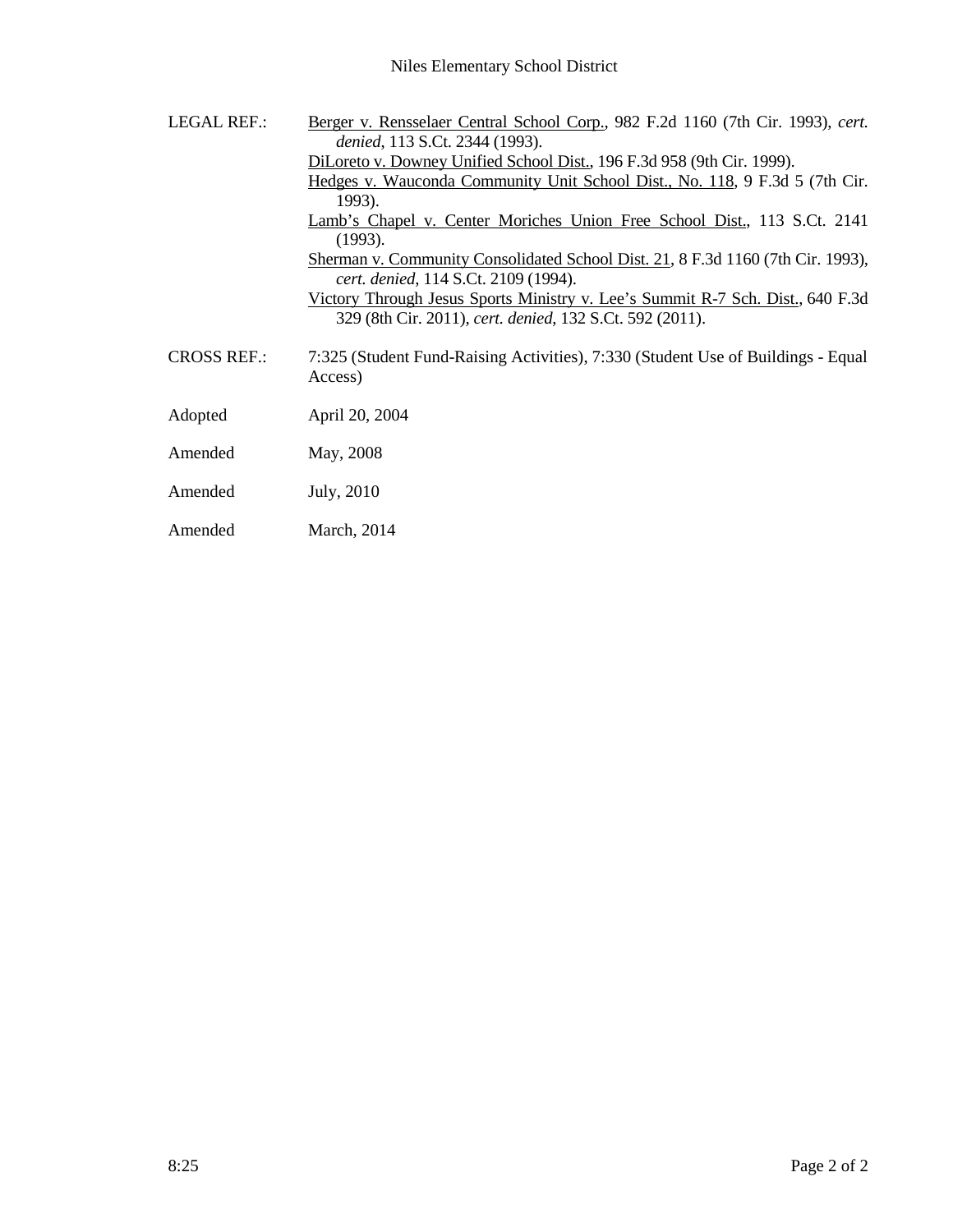LEGAL REF.: Berger v. Rensselaer Central School Corp., 982 F.2d 1160 (7th Cir. 1993), *cert. denied*, 113 S.Ct. 2344 (1993).

DiLoreto v. Downey Unified School Dist., 196 F.3d 958 (9th Cir. 1999).

Hedges v. Wauconda Community Unit School Dist., No. 118, 9 F.3d 5 (7th Cir. 1993).

Lamb's Chapel v. Center Moriches Union Free School Dist., 113 S.Ct. 2141 (1993).

Sherman v. Community Consolidated School Dist. 21, 8 F.3d 1160 (7th Cir. 1993), *cert. denied*, 114 S.Ct. 2109 (1994).

Victory Through Jesus Sports Ministry v. Lee's Summit R-7 Sch. Dist., 640 F.3d 329 (8th Cir. 2011), *cert. denied*, 132 S.Ct. 592 (2011).

CROSS REF.: 7:325 (Student Fund-Raising Activities), 7:330 (Student Use of Buildings - Equal Access)

Adopted April 20, 2004

Amended May, 2008

Amended July, 2010

Amended March, 2014